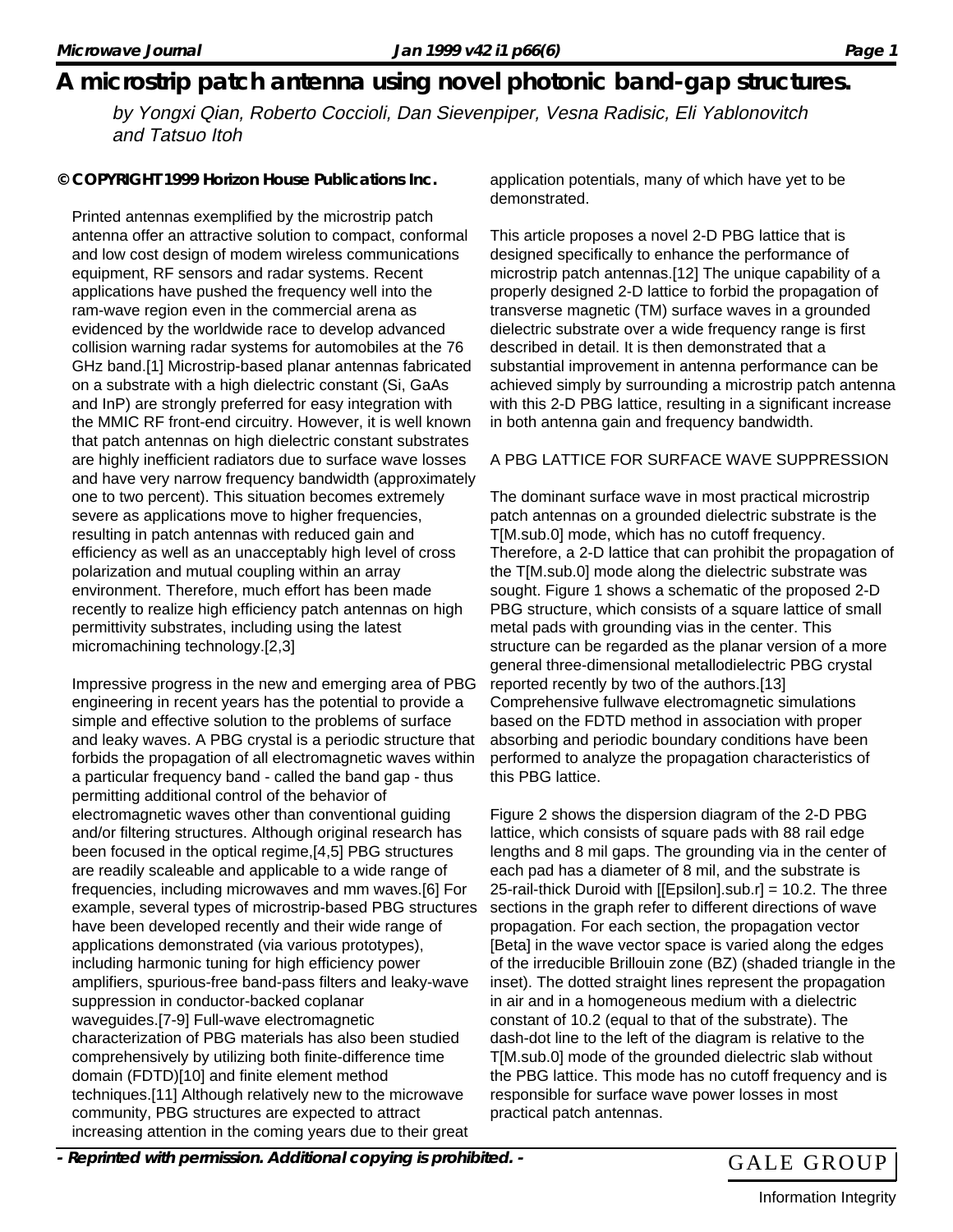# A microstrip patch antenna using novel photonic band-gap structures.

*by Yongxi Qian, Roberto Coccioli, Dan Sievenpiper, Vesna Radisic, Eli Yablonovitch and Tatsuo Itoh*

**© COPYRIGHT 1999 Horizon House Publications Inc.**

Printed antennas exemplified by the microstrip patch antenna offer an attractive solution to compact, conformal and low cost design of modem wireless communications equipment, RF sensors and radar systems. Recent applications have pushed the frequency well into the ram-wave region even in the commercial arena as evidenced by the worldwide race to develop advanced collision warning radar systems for automobiles at the 76 GHz band.[1] Microstrip-based planar antennas fabricated on a substrate with a high dielectric constant (Si, GaAs and InP) are strongly preferred for easy integration with the MMIC RF front-end circuitry. However, it is well known that patch antennas on high dielectric constant substrates are highly inefficient radiators due to surface wave losses and have very narrow frequency bandwidth (approximately one to two percent). This situation becomes extremely severe as applications move to higher frequencies, resulting in patch antennas with reduced gain and efficiency as well as an unacceptably high level of cross polarization and mutual coupling within an array environment. Therefore, much effort has been made recently to realize high efficiency patch antennas on high permittivity substrates, including using the latest micromachining technology.[2,3]

Impressive progress in the new and emerging area of PBG engineering in recent years has the potential to provide a simple and effective solution to the problems of surface and leaky waves. A PBG crystal is a periodic structure that forbids the propagation of all electromagnetic waves within a particular frequency band - called the band gap - thus permitting additional control of the behavior of electromagnetic waves other than conventional guiding and/or filtering structures. Although original research has been focused in the optical regime,[4,5] PBG structures are readily scaleable and applicable to a wide range of frequencies, including microwaves and mm waves.[6] For example, several types of microstrip-based PBG structures have been developed recently and their wide range of applications demonstrated (via various prototypes), including harmonic tuning for high efficiency power amplifiers, spurious-free band-pass filters and leaky-wave suppression in conductor-backed coplanar waveguides.[7-9] Full-wave electromagnetic characterization of PBG materials has also been studied comprehensively by utilizing both finite-difference time domain (FDTD)[10] and finite element method techniques.[11] Although relatively new to the microwave community, PBG structures are expected to attract increasing attention in the coming years due to their great application potentials, many of which have yet to be demonstrated.

This article proposes a novel 2-D PBG lattice that is designed specifically to enhance the performance of microstrip patch antennas.[12] The unique capability of a properly designed 2-D lattice to forbid the propagation of transverse magnetic (TM) surface waves in a grounded dielectric substrate over a wide frequency range is first described in detail. It is then demonstrated that a substantial improvement in antenna performance can be achieved simply by surrounding a microstrip patch antenna with this 2-D PBG lattice, resulting in a significant increase in both antenna gain and frequency bandwidth.

## A PBG LATTICE FOR SURFACE WAVE SUPPRESSION

The dominant surface wave in most practical microstrip patch antennas on a grounded dielectric substrate is the T[M.sub.0] mode, which has no cutoff frequency. Therefore, a 2-D lattice that can prohibit the propagation of the T[M.sub.0] mode along the dielectric substrate was sought. Figure 1 shows a schematic of the proposed 2-D PBG structure, which consists of a square lattice of small metal pads with grounding vias in the center. This structure can be regarded as the planar version of a more general three-dimensional metallodielectric PBG crystal reported recently by two of the authors.[13] Comprehensive fullwave electromagnetic simulations based on the FDTD method in association with proper absorbing and periodic boundary conditions have been performed to analyze the propagation characteristics of this PBG lattice.

Figure 2 shows the dispersion diagram of the 2-D PBG lattice, which consists of square pads with 88 rail edge lengths and 8 mil gaps. The grounding via in the center of each pad has a diameter of 8 mil, and the substrate is 25-rail-thick Duroid with [[Epsilon].sub.r] = 10.2. The three sections in the graph refer to different directions of wave propagation. For each section, the propagation vector [Beta] in the wave vector space is varied along the edges of the irreducible Brillouin zone (BZ) (shaded triangle in the inset). The dotted straight lines represent the propagation in air and in a homogeneous medium with a dielectric constant of 10.2 (equal to that of the substrate). The dash-dot line to the left of the diagram is relative to the T[M.sub.0] mode of the grounded dielectric slab without the PBG lattice. This mode has no cutoff frequency and is responsible for surface wave power losses in most practical patch antennas.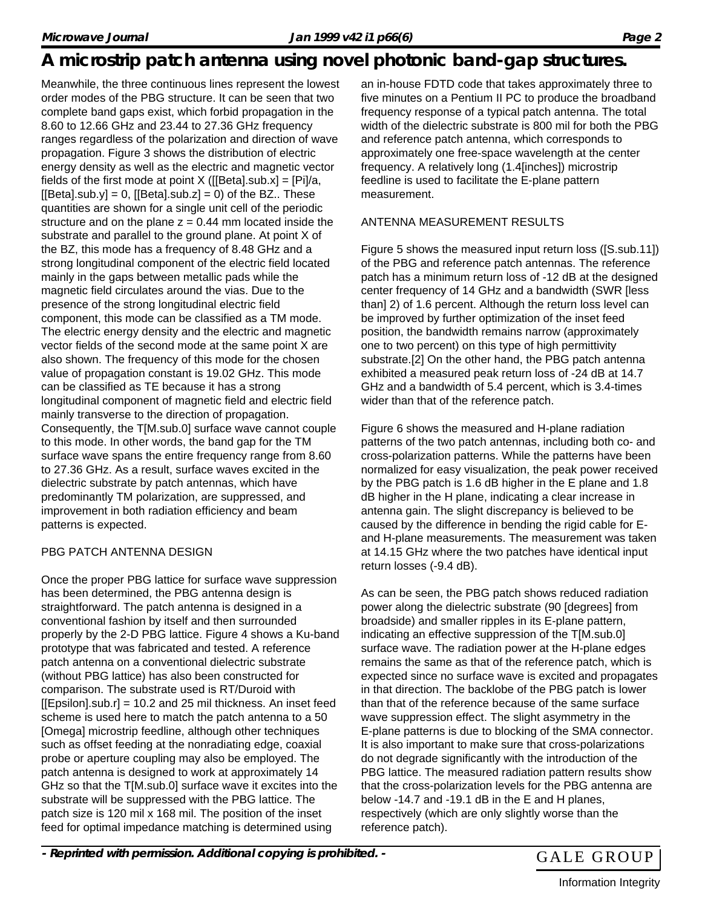Meanwhile, the three continuous lines represent the lowest order modes of the PBG structure. It can be seen that two complete band gaps exist, which forbid propagation in the 8.60 to 12.66 GHz and 23.44 to 27.36 GHz frequency ranges regardless of the polarization and direction of wave propagation. Figure 3 shows the distribution of electric energy density as well as the electric and magnetic vector fields of the first mode at point X ($\beta_x = \pi/a$, $\beta_y = 0$, $\beta_z = 0$) of the BZ.. These quantities are shown for a single unit cell of the periodic structure and on the plane z = 0.44 mm located inside the substrate and parallel to the ground plane. At point X of the BZ, this mode has a frequency of 8.48 GHz and a strong longitudinal component of the electric field located mainly in the gaps between metallic pads while the magnetic field circulates around the vias. Due to the presence of the strong longitudinal electric field component, this mode can be classified as a TM mode. The electric energy density and the electric and magnetic vector fields of the second mode at the same point X are also shown. The frequency of this mode for the chosen value of propagation constant is 19.02 GHz. This mode can be classified as TE because it has a strong longitudinal component of magnetic field and electric field mainly transverse to the direction of propagation. Consequently, the $TM_0$ surface wave cannot couple to this mode. In other words, the band gap for the TM surface wave spans the entire frequency range from 8.60 to 27.36 GHz. As a result, surface waves excited in the dielectric substrate by patch antennas, which have predominantly TM polarization, are suppressed, and improvement in both radiation efficiency and beam patterns is expected.

## PBG PATCH ANTENNA DESIGN

Once the proper PBG lattice for surface wave suppression has been determined, the PBG antenna design is straightforward. The patch antenna is designed in a conventional fashion by itself and then surrounded properly by the 2-D PBG lattice. Figure 4 shows a Ku-band prototype that was fabricated and tested. A reference patch antenna on a conventional dielectric substrate (without PBG lattice) has also been constructed for comparison. The substrate used is RT/Duroid with $\epsilon_r = 10.2$ and 25 mil thickness. An inset feed scheme is used here to match the patch antenna to a 50 $\Omega$ microstrip feedline, although other techniques such as offset feeding at the nonradiating edge, coaxial probe or aperture coupling may also be employed. The patch antenna is designed to work at approximately 14 GHz so that the $TM_0$ surface wave it excites into the substrate will be suppressed with the PBG lattice. The patch size is 120 mil x 168 mil. The position of the inset feed for optimal impedance matching is determined using an in-house FDTD code that takes approximately three to five minutes on a Pentium II PC to produce the broadband frequency response of a typical patch antenna. The total width of the dielectric substrate is 800 mil for both the PBG and reference patch antenna, which corresponds to approximately one free-space wavelength at the center frequency. A relatively long (1.4[inches]) microstrip feedline is used to facilitate the E-plane pattern measurement.

## ANTENNA MEASUREMENT RESULTS

Figure 5 shows the measured input return loss ($S_{11}$) of the PBG and reference patch antennas. The reference patch has a minimum return loss of -12 dB at the designed center frequency of 14 GHz and a bandwidth (SWR [less than] 2) of 1.6 percent. Although the return loss level can be improved by further optimization of the inset feed position, the bandwidth remains narrow (approximately one to two percent) on this type of high permittivity substrate.[2] On the other hand, the PBG patch antenna exhibited a measured peak return loss of -24 dB at 14.7 GHz and a bandwidth of 5.4 percent, which is 3.4-times wider than that of the reference patch.

Figure 6 shows the measured and H-plane radiation patterns of the two patch antennas, including both co- and cross-polarization patterns. While the patterns have been normalized for easy visualization, the peak power received by the PBG patch is 1.6 dB higher in the E plane and 1.8 dB higher in the H plane, indicating a clear increase in antenna gain. The slight discrepancy is believed to be caused by the difference in bending the rigid cable for E- and H-plane measurements. The measurement was taken at 14.15 GHz where the two patches have identical input return losses (-9.4 dB).

As can be seen, the PBG patch shows reduced radiation power along the dielectric substrate (90 [degrees] from broadside) and smaller ripples in its E-plane pattern, indicating an effective suppression of the $TM_0$ surface wave. The radiation power at the H-plane edges remains the same as that of the reference patch, which is expected since no surface wave is excited and propagates in that direction. The backlobe of the PBG patch is lower than that of the reference because of the same surface wave suppression effect. The slight asymmetry in the E-plane patterns is due to blocking of the SMA connector. It is also important to make sure that cross-polarizations do not degrade significantly with the introduction of the PBG lattice. The measured radiation pattern results show that the cross-polarization levels for the PBG antenna are below -14.7 and -19.1 dB in the E and H planes, respectively (which are only slightly worse than the reference patch).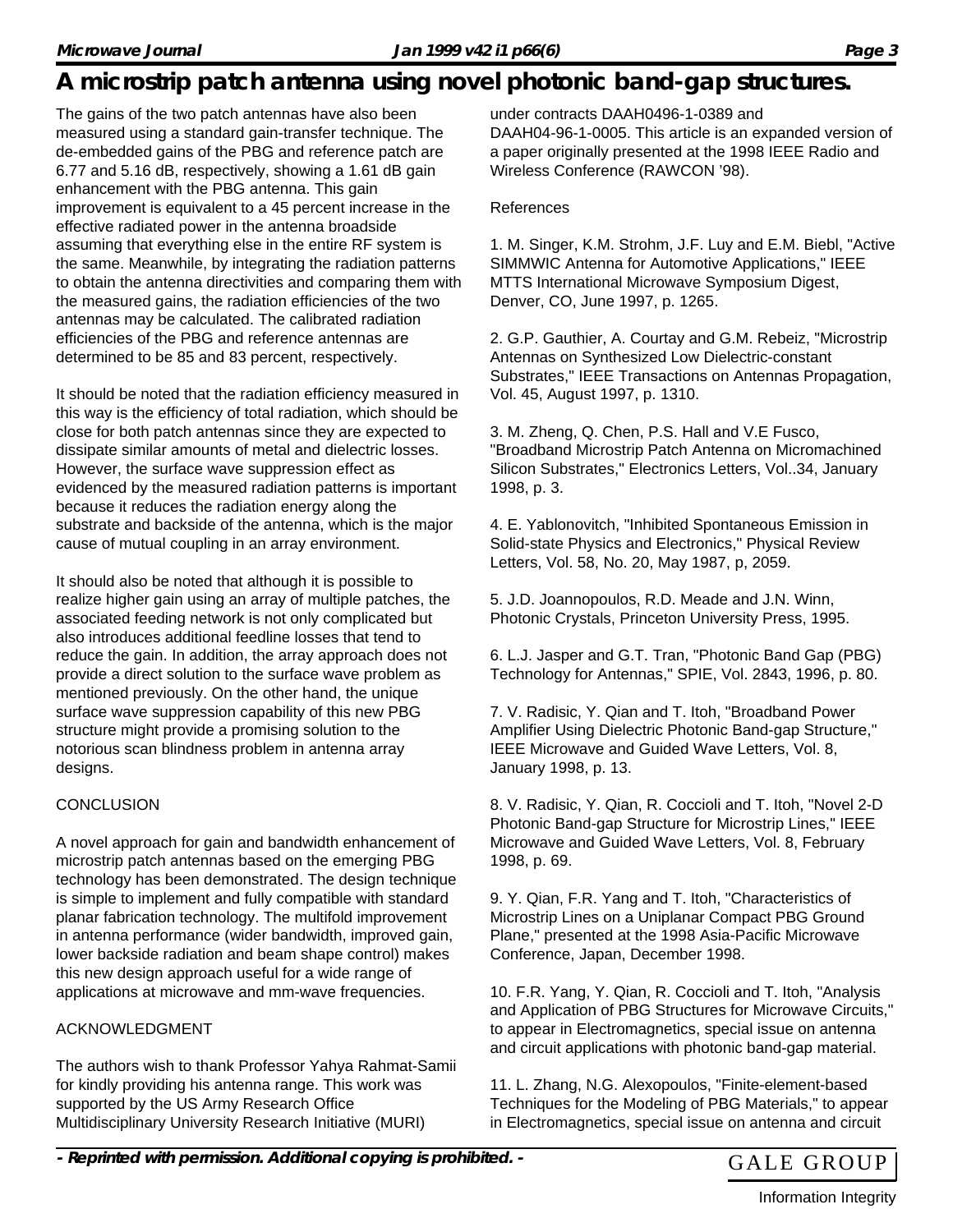The gains of the two patch antennas have also been measured using a standard gain-transfer technique. The de-embedded gains of the PBG and reference patch are 6.77 and 5.16 dB, respectively, showing a 1.61 dB gain enhancement with the PBG antenna. This gain improvement is equivalent to a 45 percent increase in the effective radiated power in the antenna broadside assuming that everything else in the entire RF system is the same. Meanwhile, by integrating the radiation patterns to obtain the antenna directivities and comparing them with the measured gains, the radiation efficiencies of the two antennas may be calculated. The calibrated radiation efficiencies of the PBG and reference antennas are determined to be 85 and 83 percent, respectively.

It should be noted that the radiation efficiency measured in this way is the efficiency of total radiation, which should be close for both patch antennas since they are expected to dissipate similar amounts of metal and dielectric losses. However, the surface wave suppression effect as evidenced by the measured radiation patterns is important because it reduces the radiation energy along the substrate and backside of the antenna, which is the major cause of mutual coupling in an array environment.

It should also be noted that although it is possible to realize higher gain using an array of multiple patches, the associated feeding network is not only complicated but also introduces additional feedline losses that tend to reduce the gain. In addition, the array approach does not provide a direct solution to the surface wave problem as mentioned previously. On the other hand, the unique surface wave suppression capability of this new PBG structure might provide a promising solution to the notorious scan blindness problem in antenna array designs.

## CONCLUSION

A novel approach for gain and bandwidth enhancement of microstrip patch antennas based on the emerging PBG technology has been demonstrated. The design technique is simple to implement and fully compatible with standard planar fabrication technology. The multifold improvement in antenna performance (wider bandwidth, improved gain, lower backside radiation and beam shape control) makes this new design approach useful for a wide range of applications at microwave and mm-wave frequencies.

## ACKNOWLEDGMENT

The authors wish to thank Professor Yahya Rahmat-Samii for kindly providing his antenna range. This work was supported by the US Army Research Office Multidisciplinary University Research Initiative (MURI) under contracts DAAH0496-1-0389 and DAAH04-96-1-0005. This article is an expanded version of a paper originally presented at the 1998 IEEE Radio and Wireless Conference (RAWCON '98).

## References

1. M. Singer, K.M. Strohm, J.F. Luy and E.M. Biebl, "Active SIMMWIC Antenna for Automotive Applications," IEEE MTTS International Microwave Symposium Digest, Denver, CO, June 1997, p. 1265.

2. G.P. Gauthier, A. Courtay and G.M. Rebeiz, "Microstrip Antennas on Synthesized Low Dielectric-constant Substrates," IEEE Transactions on Antennas Propagation, Vol. 45, August 1997, p. 1310.

3. M. Zheng, Q. Chen, P.S. Hall and V.E Fusco, "Broadband Microstrip Patch Antenna on Micromachined Silicon Substrates," Electronics Letters, Vol..34, January 1998, p. 3.

4. E. Yablonovitch, "Inhibited Spontaneous Emission in Solid-state Physics and Electronics," Physical Review Letters, Vol. 58, No. 20, May 1987, p, 2059.

5. J.D. Joannopoulos, R.D. Meade and J.N. Winn, Photonic Crystals, Princeton University Press, 1995.

6. L.J. Jasper and G.T. Tran, "Photonic Band Gap (PBG) Technology for Antennas," SPIE, Vol. 2843, 1996, p. 80.

7. V. Radisic, Y. Qian and T. Itoh, "Broadband Power Amplifier Using Dielectric Photonic Band-gap Structure," IEEE Microwave and Guided Wave Letters, Vol. 8, January 1998, p. 13.

8. V. Radisic, Y. Qian, R. Coccioli and T. Itoh, "Novel 2-D Photonic Band-gap Structure for Microstrip Lines," IEEE Microwave and Guided Wave Letters, Vol. 8, February 1998, p. 69.

9. Y. Qian, F.R. Yang and T. Itoh, "Characteristics of Microstrip Lines on a Uniplanar Compact PBG Ground Plane," presented at the 1998 Asia-Pacific Microwave Conference, Japan, December 1998.

10. F.R. Yang, Y. Qian, R. Coccioli and T. Itoh, "Analysis and Application of PBG Structures for Microwave Circuits," to appear in Electromagnetics, special issue on antenna and circuit applications with photonic band-gap material.

11. L. Zhang, N.G. Alexopoulos, "Finite-element-based Techniques for the Modeling of PBG Materials," to appear in Electromagnetics, special issue on antenna and circuit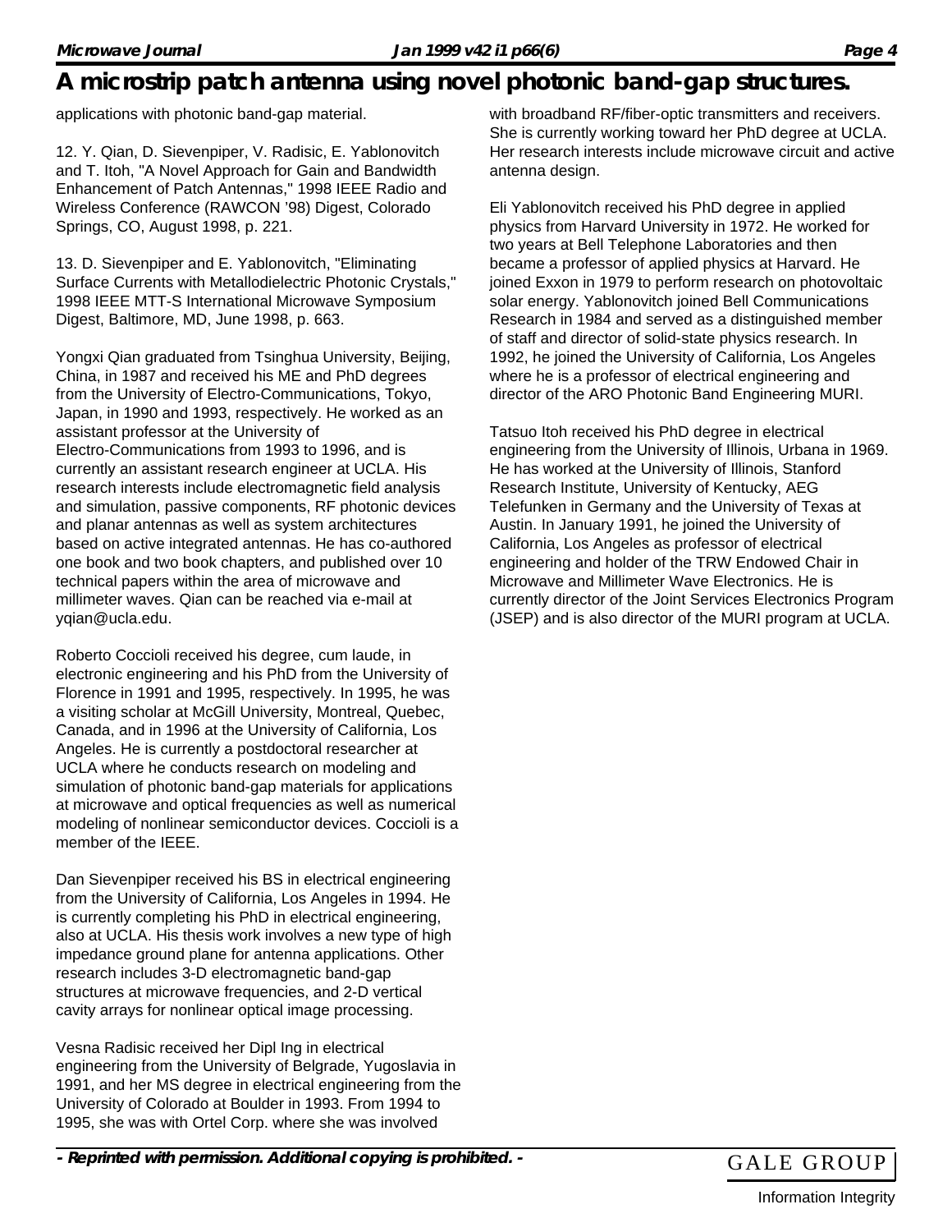applications with photonic band-gap material.

12. Y. Qian, D. Sievenpiper, V. Radisic, E. Yablonovitch and T. Itoh, "A Novel Approach for Gain and Bandwidth Enhancement of Patch Antennas," 1998 IEEE Radio and Wireless Conference (RAWCON '98) Digest, Colorado Springs, CO, August 1998, p. 221.

13. D. Sievenpiper and E. Yablonovitch, "Eliminating Surface Currents with Metallodielectric Photonic Crystals," 1998 IEEE MTT-S International Microwave Symposium Digest, Baltimore, MD, June 1998, p. 663.

Yongxi Qian graduated from Tsinghua University, Beijing, China, in 1987 and received his ME and PhD degrees from the University of Electro-Communications, Tokyo, Japan, in 1990 and 1993, respectively. He worked as an assistant professor at the University of Electro-Communications from 1993 to 1996, and is currently an assistant research engineer at UCLA. His research interests include electromagnetic field analysis and simulation, passive components, RF photonic devices and planar antennas as well as system architectures based on active integrated antennas. He has co-authored one book and two book chapters, and published over 10 technical papers within the area of microwave and millimeter waves. Qian can be reached via e-mail at yqian@ucla.edu.

Roberto Coccioli received his degree, cum laude, in electronic engineering and his PhD from the University of Florence in 1991 and 1995, respectively. In 1995, he was a visiting scholar at McGill University, Montreal, Quebec, Canada, and in 1996 at the University of California, Los Angeles. He is currently a postdoctoral researcher at UCLA where he conducts research on modeling and simulation of photonic band-gap materials for applications at microwave and optical frequencies as well as numerical modeling of nonlinear semiconductor devices. Coccioli is a member of the IEEE.

Dan Sievenpiper received his BS in electrical engineering from the University of California, Los Angeles in 1994. He is currently completing his PhD in electrical engineering, also at UCLA. His thesis work involves a new type of high impedance ground plane for antenna applications. Other research includes 3-D electromagnetic band-gap structures at microwave frequencies, and 2-D vertical cavity arrays for nonlinear optical image processing.

Vesna Radisic received her Dipl Ing in electrical engineering from the University of Belgrade, Yugoslavia in 1991, and her MS degree in electrical engineering from the University of Colorado at Boulder in 1993. From 1994 to 1995, she was with Ortel Corp. where she was involved with broadband RF/fiber-optic transmitters and receivers. She is currently working toward her PhD degree at UCLA. Her research interests include microwave circuit and active antenna design.

Eli Yablonovitch received his PhD degree in applied physics from Harvard University in 1972. He worked for two years at Bell Telephone Laboratories and then became a professor of applied physics at Harvard. He joined Exxon in 1979 to perform research on photovoltaic solar energy. Yablonovitch joined Bell Communications Research in 1984 and served as a distinguished member of staff and director of solid-state physics research. In 1992, he joined the University of California, Los Angeles where he is a professor of electrical engineering and director of the ARO Photonic Band Engineering MURI.

Tatsuo Itoh received his PhD degree in electrical engineering from the University of Illinois, Urbana in 1969. He has worked at the University of Illinois, Stanford Research Institute, University of Kentucky, AEG Telefunken in Germany and the University of Texas at Austin. In January 1991, he joined the University of California, Los Angeles as professor of electrical engineering and holder of the TRW Endowed Chair in Microwave and Millimeter Wave Electronics. He is currently director of the Joint Services Electronics Program (JSEP) and is also director of the MURI program at UCLA.